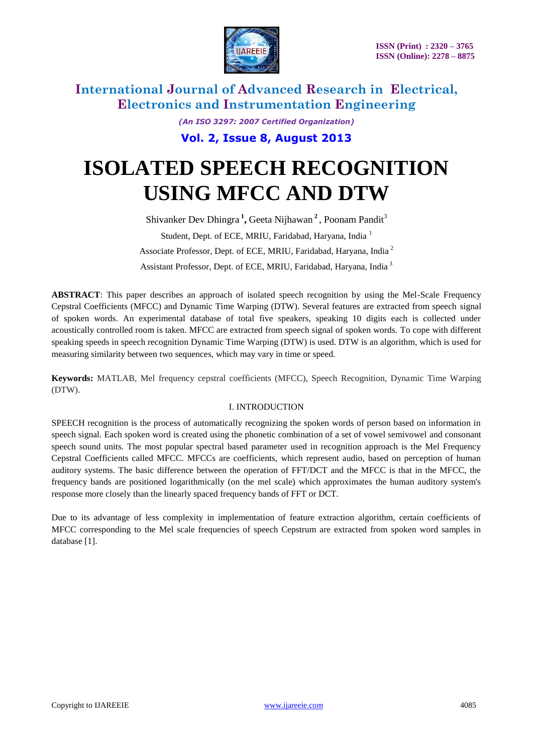# ISOLATED SPEECH RECOGNITION USING MFCC AND DTW

Shivanker Dev Dhingra [1], Geeta Nijhawan [2], Poonam Pandit [3]

Student, Dept. of ECE, MRIU, Faridabad, Haryana, India [1]

Associate Professor, Dept. of ECE, MRIU, Faridabad, Haryana, India [2]

Assistant Professor, Dept. of ECE, MRIU, Faridabad, Haryana, India [3]

**ABSTRACT**: This paper describes an approach of isolated speech recognition by using the Mel-Scale Frequency Cepstral Coefficients (MFCC) and Dynamic Time Warping (DTW). Several features are extracted from speech signal of spoken words. An experimental database of total five speakers, speaking 10 digits each is collected under acoustically controlled room is taken. MFCC are extracted from speech signal of spoken words. To cope with different speaking speeds in speech recognition Dynamic Time Warping (DTW) is used. DTW is an algorithm, which is used for measuring similarity between two sequences, which may vary in time or speed.

**Keywords:** MATLAB, Mel frequency cepstral coefficients (MFCC), Speech Recognition, Dynamic Time Warping (DTW).

## I. INTRODUCTION

SPEECH recognition is the process of automatically recognizing the spoken words of person based on information in speech signal. Each spoken word is created using the phonetic combination of a set of vowel semivowel and consonant speech sound units. The most popular spectral based parameter used in recognition approach is the Mel Frequency Cepstral Coefficients called MFCC. MFCCs are coefficients, which represent audio, based on perception of human auditory systems. The basic difference between the operation of FFT/DCT and the MFCC is that in the MFCC, the frequency bands are positioned logarithmically (on the mel scale) which approximates the human auditory system's response more closely than the linearly spaced frequency bands of FFT or DCT.

Due to its advantage of less complexity in implementation of feature extraction algorithm, certain coefficients of MFCC corresponding to the Mel scale frequencies of speech Cepstrum are extracted from spoken word samples in database [1].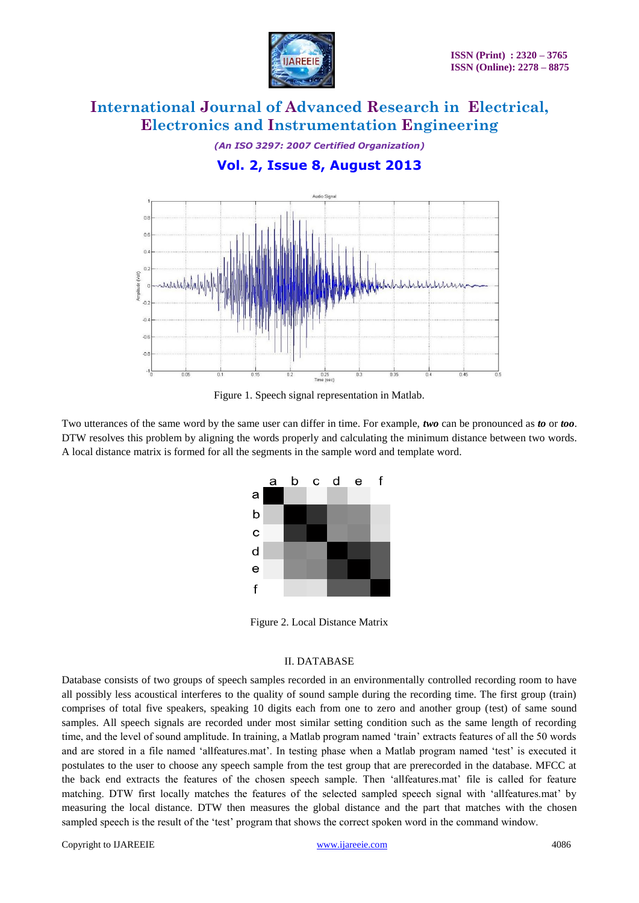Figure 1. Speech signal representation in Matlab.

Two utterances of the same word by the same user can differ in time. For example, ***two*** can be pronounced as ***to*** or ***too***. DTW resolves this problem by aligning the words properly and calculating the minimum distance between two words. A local distance matrix is formed for all the segments in the sample word and template word.

Figure 2. Local Distance Matrix

## II. DATABASE

Database consists of two groups of speech samples recorded in an environmentally controlled recording room to have all possibly less acoustical interferes to the quality of sound sample during the recording time. The first group (train) comprises of total five speakers, speaking 10 digits each from one to zero and another group (test) of same sound samples. All speech signals are recorded under most similar setting condition such as the same length of recording time, and the level of sound amplitude. In training, a Matlab program named 'train' extracts features of all the 50 words and are stored in a file named 'allfeatures.mat'. In testing phase when a Matlab program named 'test' is executed it postulates to the user to choose any speech sample from the test group that are prerecorded in the database. MFCC at the back end extracts the features of the chosen speech sample. Then 'allfeatures.mat' file is called for feature matching. DTW first locally matches the features of the selected sampled speech signal with 'allfeatures.mat' by measuring the local distance. DTW then measures the global distance and the part that matches with the chosen sampled speech is the result of the 'test' program that shows the correct spoken word in the command window.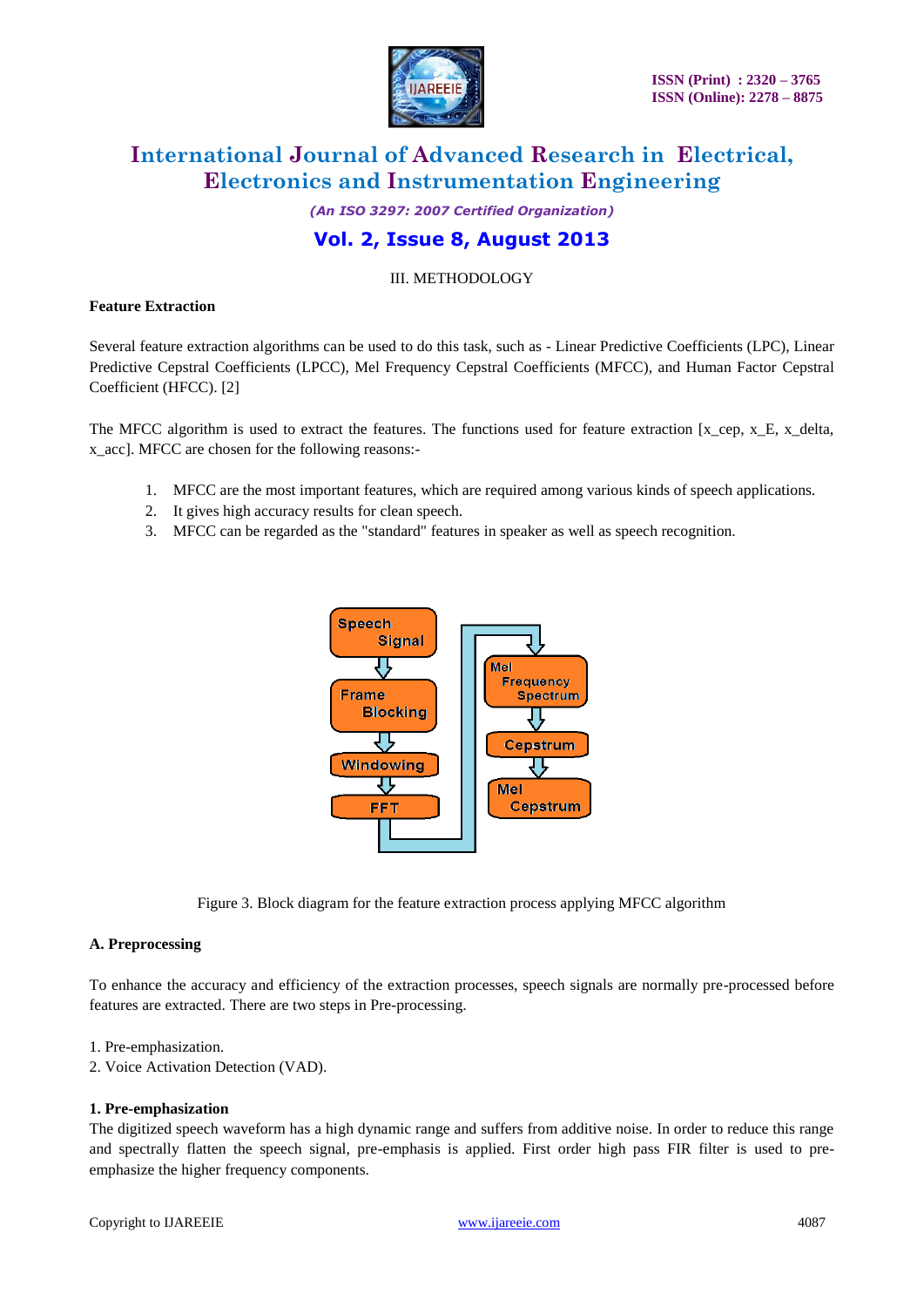## III. METHODOLOGY

### Feature Extraction

Several feature extraction algorithms can be used to do this task, such as - Linear Predictive Coefficients (LPC), Linear Predictive Cepstral Coefficients (LPCC), Mel Frequency Cepstral Coefficients (MFCC), and Human Factor Cepstral Coefficient (HFCC). [2]

The MFCC algorithm is used to extract the features. The functions used for feature extraction [x_cep, x_E, x_delta, x_acc]. MFCC are chosen for the following reasons:-

1. MFCC are the most important features, which are required among various kinds of speech applications.
2. It gives high accuracy results for clean speech.
3. MFCC can be regarded as the "standard" features in speaker as well as speech recognition.

Figure 3. Block diagram for the feature extraction process applying MFCC algorithm

### A. Preprocessing

To enhance the accuracy and efficiency of the extraction processes, speech signals are normally pre-processed before features are extracted. There are two steps in Pre-processing.

1. Pre-emphasization.
2. Voice Activation Detection (VAD).

#### 1. Pre-emphasization

The digitized speech waveform has a high dynamic range and suffers from additive noise. In order to reduce this range and spectrally flatten the speech signal, pre-emphasis is applied. First order high pass FIR filter is used to pre-emphasize the higher frequency components.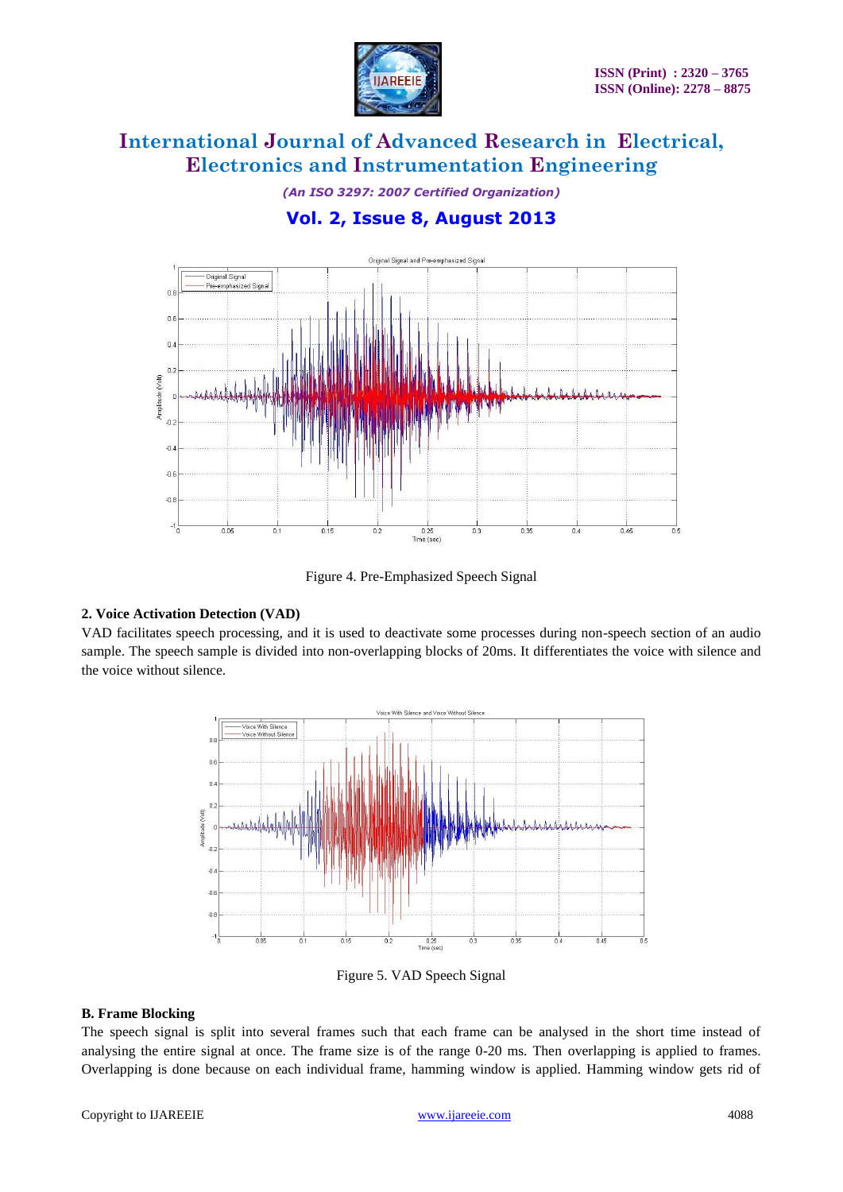Figure 4. Pre-Emphasized Speech Signal

**2. Voice Activation Detection (VAD)**

VAD facilitates speech processing, and it is used to deactivate some processes during non-speech section of an audio sample. The speech sample is divided into non-overlapping blocks of 20ms. It differentiates the voice with silence and the voice without silence.

Figure 5. VAD Speech Signal

**B. Frame Blocking**

The speech signal is split into several frames such that each frame can be analysed in the short time instead of analysing the entire signal at once. The frame size is of the range 0-20 ms. Then overlapping is applied to frames. Overlapping is done because on each individual frame, hamming window is applied. Hamming window gets rid of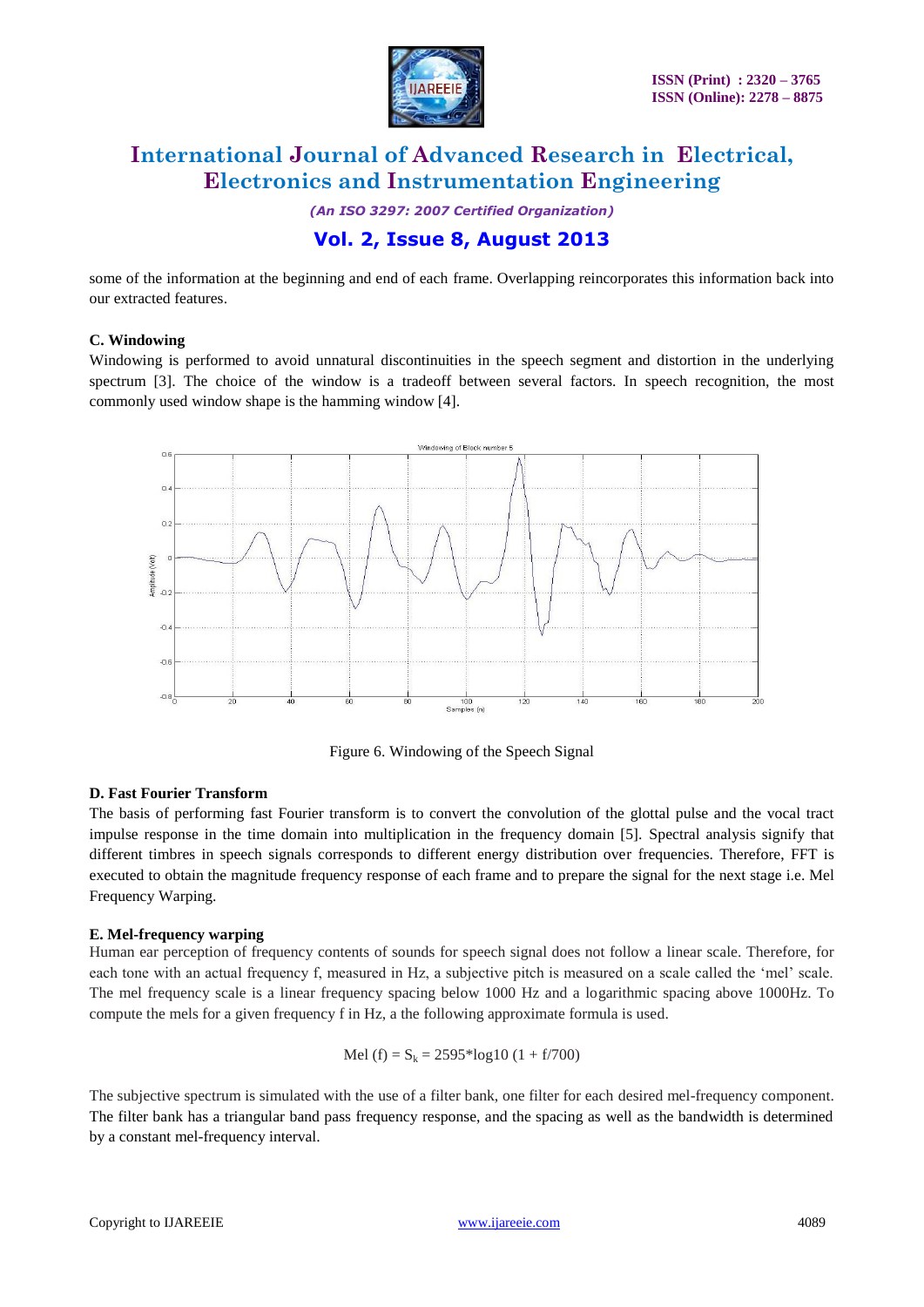some of the information at the beginning and end of each frame. Overlapping reincorporates this information back into our extracted features.

### C. Windowing

Windowing is performed to avoid unnatural discontinuities in the speech segment and distortion in the underlying spectrum [3]. The choice of the window is a tradeoff between several factors. In speech recognition, the most commonly used window shape is the hamming window [4].

Figure 6. Windowing of the Speech Signal

### D. Fast Fourier Transform

The basis of performing fast Fourier transform is to convert the convolution of the glottal pulse and the vocal tract impulse response in the time domain into multiplication in the frequency domain [5]. Spectral analysis signify that different timbres in speech signals corresponds to different energy distribution over frequencies. Therefore, FFT is executed to obtain the magnitude frequency response of each frame and to prepare the signal for the next stage i.e. Mel Frequency Warping.

### E. Mel-frequency warping

Human ear perception of frequency contents of sounds for speech signal does not follow a linear scale. Therefore, for each tone with an actual frequency f, measured in Hz, a subjective pitch is measured on a scale called the 'mel' scale. The mel frequency scale is a linear frequency spacing below 1000 Hz and a logarithmic spacing above 1000Hz. To compute the mels for a given frequency f in Hz, a the following approximate formula is used.

$$\text{Mel}(f) = S_k = 2595 * \log 10\,(1 + f/700)$$

The subjective spectrum is simulated with the use of a filter bank, one filter for each desired mel-frequency component. The filter bank has a triangular band pass frequency response, and the spacing as well as the bandwidth is determined by a constant mel-frequency interval.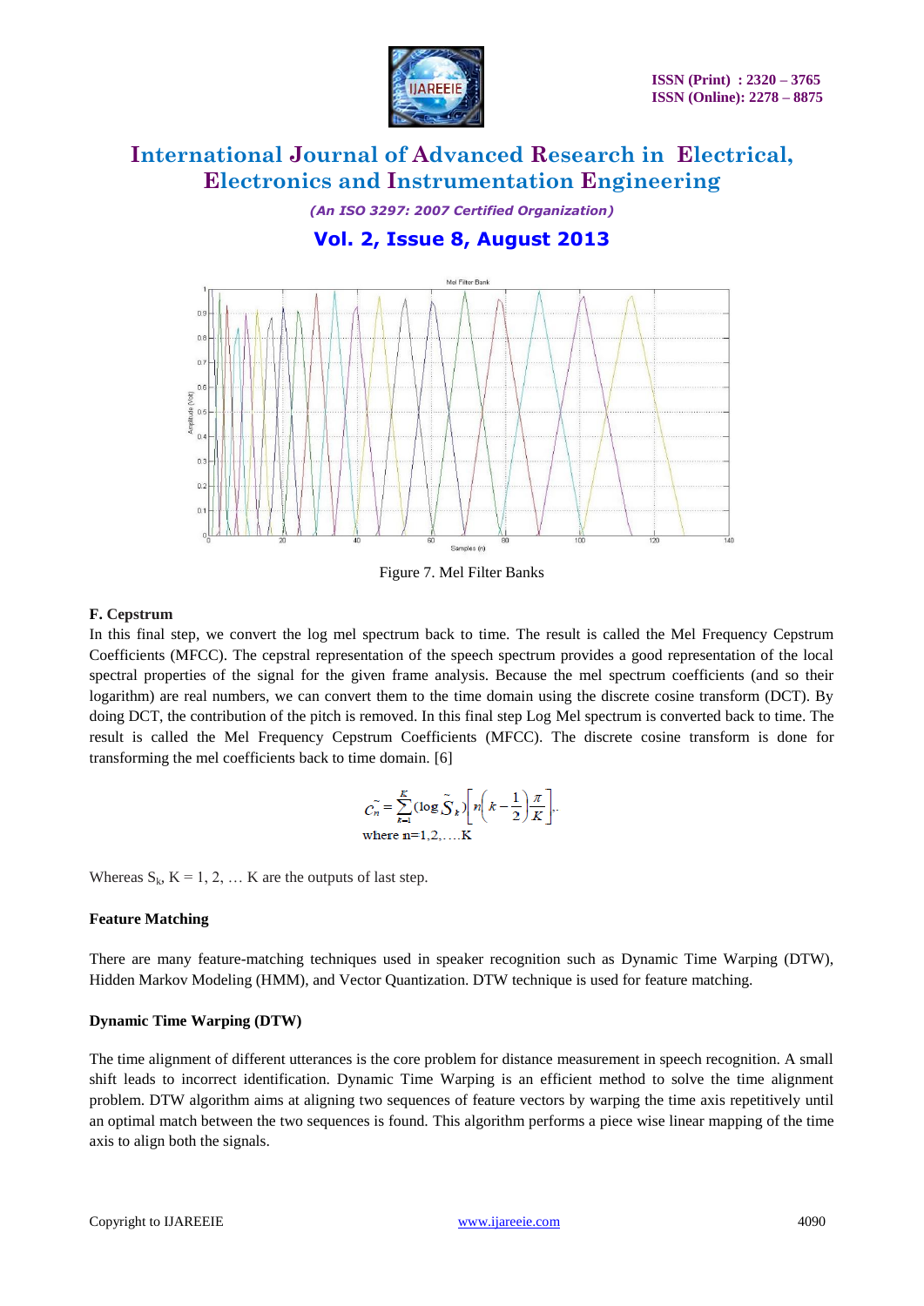Figure 7. Mel Filter Banks

**F. Cepstrum**

In this final step, we convert the log mel spectrum back to time. The result is called the Mel Frequency Cepstrum Coefficients (MFCC). The cepstral representation of the speech spectrum provides a good representation of the local spectral properties of the signal for the given frame analysis. Because the mel spectrum coefficients (and so their logarithm) are real numbers, we can convert them to the time domain using the discrete cosine transform (DCT). By doing DCT, the contribution of the pitch is removed. In this final step Log Mel spectrum is converted back to time. The result is called the Mel Frequency Cepstrum Coefficients (MFCC). The discrete cosine transform is done for transforming the mel coefficients back to time domain. [6]

$$\tilde{C_n} = \sum_{k=1}^{K} (\log \tilde{S}_k) \left[ n \left( k - \frac{1}{2} \right) \frac{\pi}{K} \right],$$

where n=1,2,….K

Whereas $S_k$, K = 1, 2, … K are the outputs of last step.

**Feature Matching**

There are many feature-matching techniques used in speaker recognition such as Dynamic Time Warping (DTW), Hidden Markov Modeling (HMM), and Vector Quantization. DTW technique is used for feature matching.

**Dynamic Time Warping (DTW)**

The time alignment of different utterances is the core problem for distance measurement in speech recognition. A small shift leads to incorrect identification. Dynamic Time Warping is an efficient method to solve the time alignment problem. DTW algorithm aims at aligning two sequences of feature vectors by warping the time axis repetitively until an optimal match between the two sequences is found. This algorithm performs a piece wise linear mapping of the time axis to align both the signals.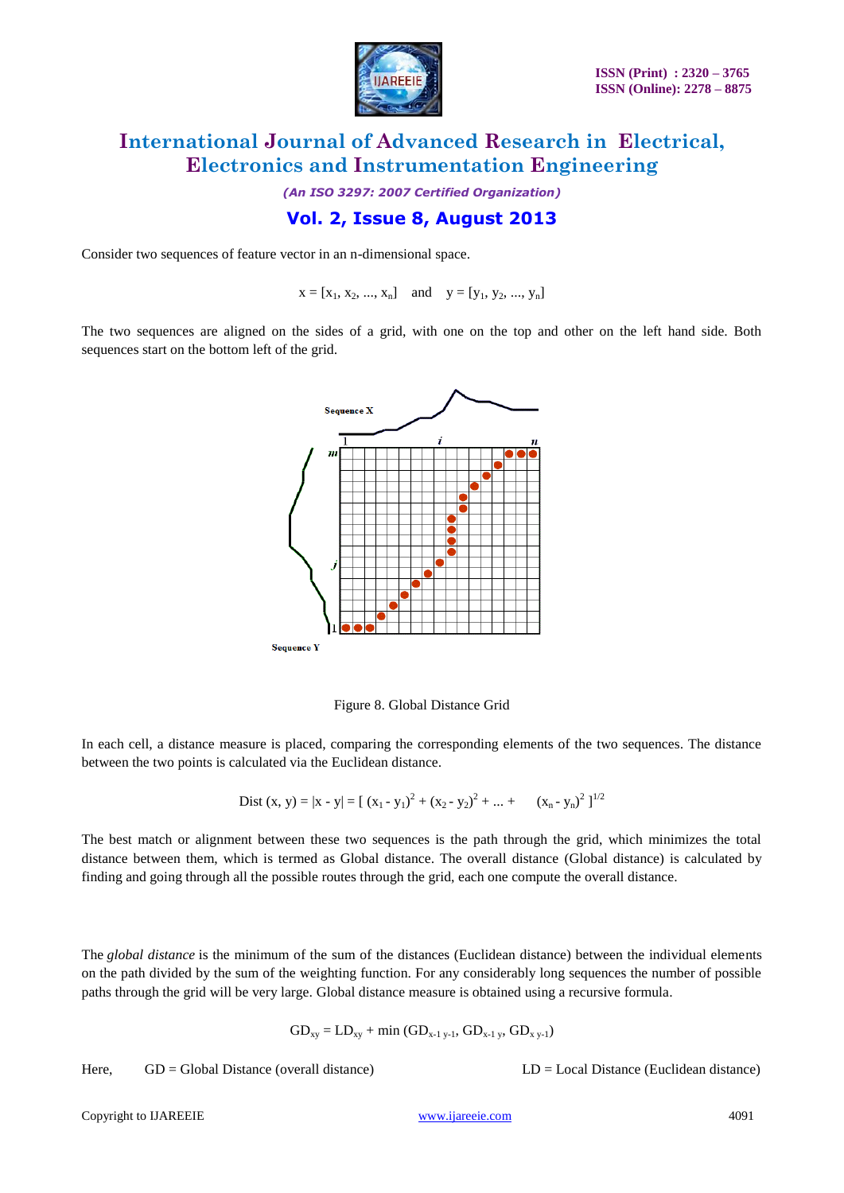Consider two sequences of feature vector in an n-dimensional space.

$$x = [x_1, x_2, ..., x_n] \quad \text{and} \quad y = [y_1, y_2, ..., y_n]$$

The two sequences are aligned on the sides of a grid, with one on the top and other on the left hand side. Both sequences start on the bottom left of the grid.

Figure 8. Global Distance Grid

In each cell, a distance measure is placed, comparing the corresponding elements of the two sequences. The distance between the two points is calculated via the Euclidean distance.

$$\text{Dist}(x, y) = |x - y| = [(x_1 - y_1)^2 + (x_2 - y_2)^2 + ... + (x_n - y_n)^2]^{1/2}$$

The best match or alignment between these two sequences is the path through the grid, which minimizes the total distance between them, which is termed as Global distance. The overall distance (Global distance) is calculated by finding and going through all the possible routes through the grid, each one compute the overall distance.

The *global distance* is the minimum of the sum of the distances (Euclidean distance) between the individual elements on the path divided by the sum of the weighting function. For any considerably long sequences the number of possible paths through the grid will be very large. Global distance measure is obtained using a recursive formula.

$$GD_{xy} = LD_{xy} + \min(GD_{x-1\ y-1}, GD_{x-1\ y}, GD_{x\ y-1})$$

Here, GD = Global Distance (overall distance) LD = Local Distance (Euclidean distance)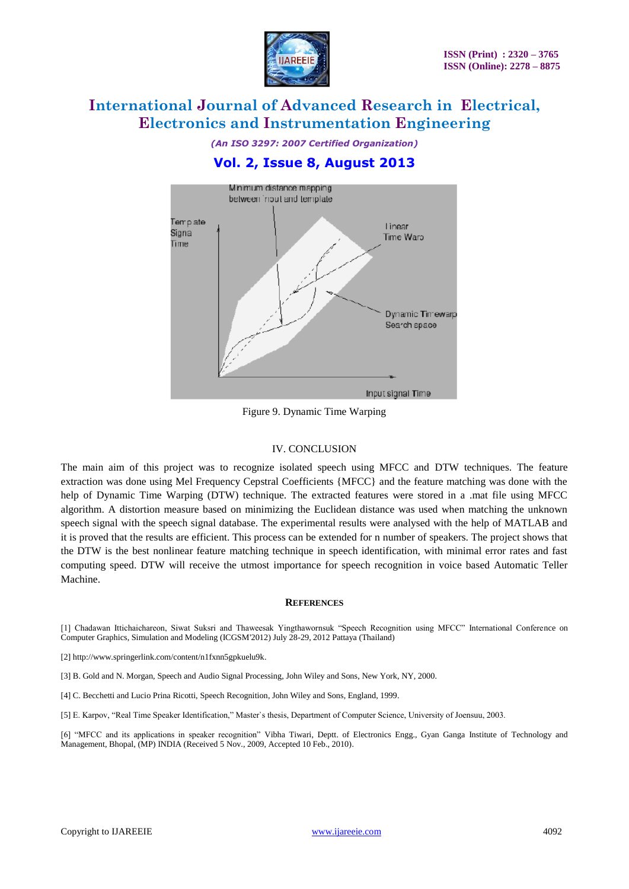Minimum distance mapping between input and template

Template Signal Time

Linear Time Warp

Dynamic Timewarp Search space

Input signal Time

Figure 9. Dynamic Time Warping

## IV. CONCLUSION

The main aim of this project was to recognize isolated speech using MFCC and DTW techniques. The feature extraction was done using Mel Frequency Cepstral Coefficients {MFCC} and the feature matching was done with the help of Dynamic Time Warping (DTW) technique. The extracted features were stored in a .mat file using MFCC algorithm. A distortion measure based on minimizing the Euclidean distance was used when matching the unknown speech signal with the speech signal database. The experimental results were analysed with the help of MATLAB and it is proved that the results are efficient. This process can be extended for n number of speakers. The project shows that the DTW is the best nonlinear feature matching technique in speech identification, with minimal error rates and fast computing speed. DTW will receive the utmost importance for speech recognition in voice based Automatic Teller Machine.

## REFERENCES

[1] Chadawan Ittichaichareon, Siwat Suksri and Thaweesak Yingthawornsuk "Speech Recognition using MFCC" International Conference on Computer Graphics, Simulation and Modeling (ICGSM'2012) July 28-29, 2012 Pattaya (Thailand)

[2] http://www.springerlink.com/content/n1fxnn5gpkuelu9k.

[3] B. Gold and N. Morgan, Speech and Audio Signal Processing, John Wiley and Sons, New York, NY, 2000.

[4] C. Becchetti and Lucio Prina Ricotti, Speech Recognition, John Wiley and Sons, England, 1999.

[5] E. Karpov, "Real Time Speaker Identification," Master`s thesis, Department of Computer Science, University of Joensuu, 2003.

[6] "MFCC and its applications in speaker recognition" Vibha Tiwari, Deptt. of Electronics Engg., Gyan Ganga Institute of Technology and Management, Bhopal, (MP) INDIA (Received 5 Nov., 2009, Accepted 10 Feb., 2010).